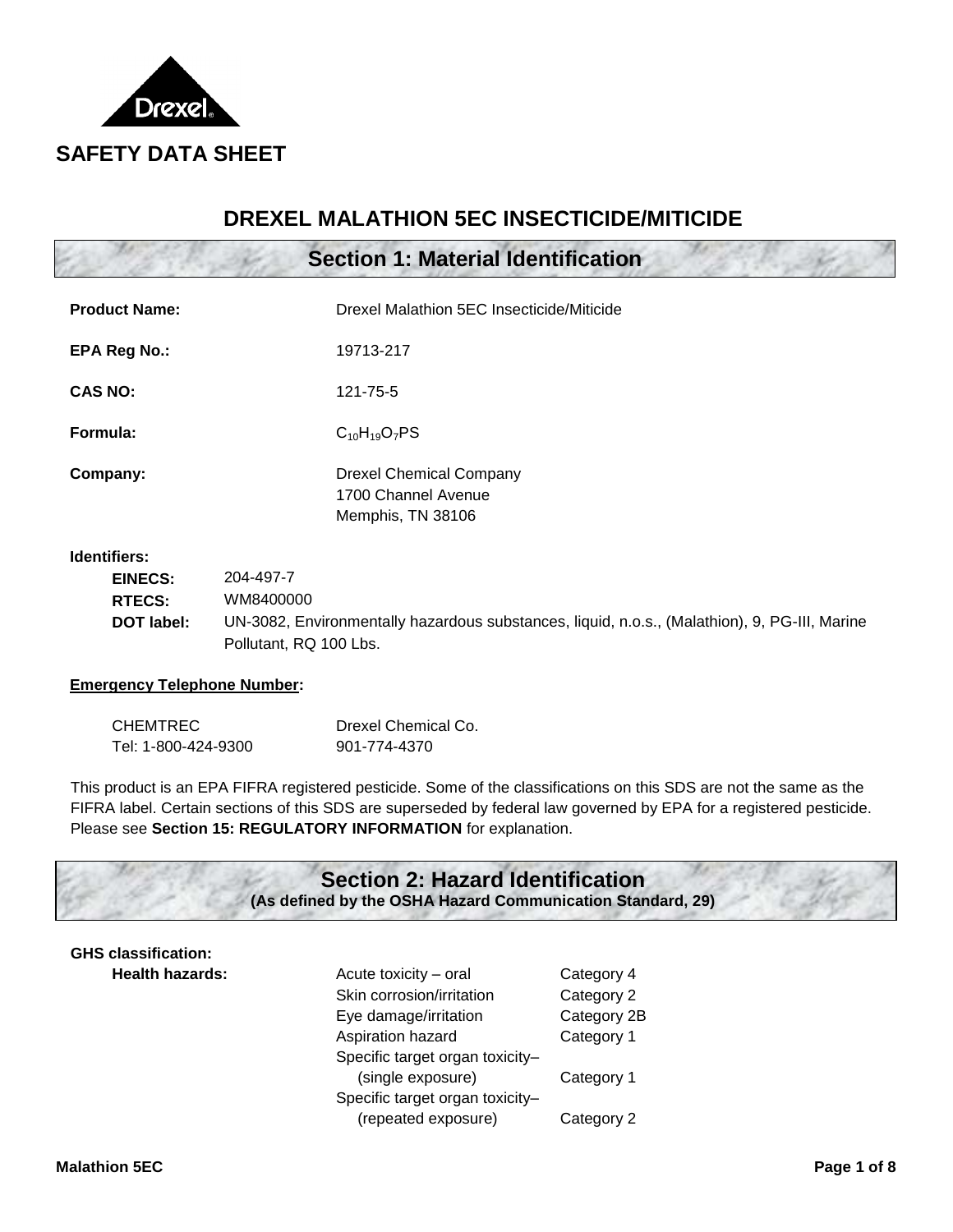# SAFETY DATA SHEET

## DREXEL MALATHION 5EC INSECTICIDE/MITICIDE

## Section 1: Material Identification

**Product Name:** Drexel Malathion 5EC Insecticide/Miticide

**EPA Reg No.:** 19713-217

**CAS NO:** 121-75-5

**Formula:** $C_{10}H_{19}O_7PS$

**Company:** Drexel Chemical Company
1700 Channel Avenue
Memphis, TN 38106

**Identifiers:**

- **EINECS:** 204-497-7
- **RTECS:** WM8400000
- **DOT label:** UN-3082, Environmentally hazardous substances, liquid, n.o.s., (Malathion), 9, PG-III, Marine Pollutant, RQ 100 Lbs.

**Emergency Telephone Number:**

| CHEMTREC | Drexel Chemical Co. |
|---|---|
| Tel: 1-800-424-9300 | 901-774-4370 |

This product is an EPA FIFRA registered pesticide. Some of the classifications on this SDS are not the same as the FIFRA label. Certain sections of this SDS are superseded by federal law governed by EPA for a registered pesticide. Please see **Section 15: REGULATORY INFORMATION** for explanation.

## Section 2: Hazard Identification

**(As defined by the OSHA Hazard Communication Standard, 29)**

**GHS classification:**

**Health hazards:**

| Hazard | Category |
|---|---|
| Acute toxicity – oral | Category 4 |
| Skin corrosion/irritation | Category 2 |
| Eye damage/irritation | Category 2B |
| Aspiration hazard | Category 1 |
| Specific target organ toxicity– (single exposure) | Category 1 |
| Specific target organ toxicity– (repeated exposure) | Category 2 |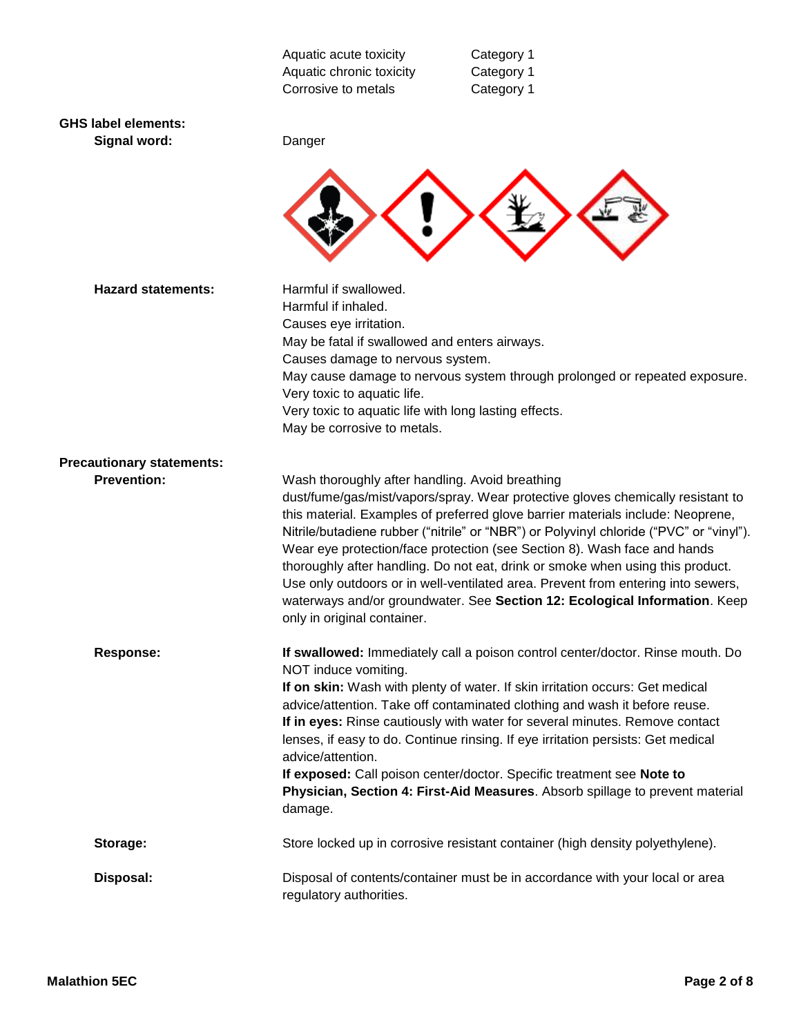| | |
|---|---|
| Aquatic acute toxicity | Category 1 |
| Aquatic chronic toxicity | Category 1 |
| Corrosive to metals | Category 1 |

**GHS label elements:**

**Signal word:** Danger

**Hazard statements:**

Harmful if swallowed.
Harmful if inhaled.
Causes eye irritation.
May be fatal if swallowed and enters airways.
Causes damage to nervous system.
May cause damage to nervous system through prolonged or repeated exposure.
Very toxic to aquatic life.
Very toxic to aquatic life with long lasting effects.
May be corrosive to metals.

**Precautionary statements:**

**Prevention:** Wash thoroughly after handling. Avoid breathing dust/fume/gas/mist/vapors/spray. Wear protective gloves chemically resistant to this material. Examples of preferred glove barrier materials include: Neoprene, Nitrile/butadiene rubber ("nitrile" or "NBR") or Polyvinyl chloride ("PVC" or "vinyl"). Wear eye protection/face protection (see Section 8). Wash face and hands thoroughly after handling. Do not eat, drink or smoke when using this product. Use only outdoors or in well-ventilated area. Prevent from entering into sewers, waterways and/or groundwater. See **Section 12: Ecological Information**. Keep only in original container.

**Response:** **If swallowed:** Immediately call a poison control center/doctor. Rinse mouth. Do NOT induce vomiting.
**If on skin:** Wash with plenty of water. If skin irritation occurs: Get medical advice/attention. Take off contaminated clothing and wash it before reuse.
**If in eyes:** Rinse cautiously with water for several minutes. Remove contact lenses, if easy to do. Continue rinsing. If eye irritation persists: Get medical advice/attention.
**If exposed:** Call poison center/doctor. Specific treatment see **Note to Physician, Section 4: First-Aid Measures**. Absorb spillage to prevent material damage.

**Storage:** Store locked up in corrosive resistant container (high density polyethylene).

**Disposal:** Disposal of contents/container must be in accordance with your local or area regulatory authorities.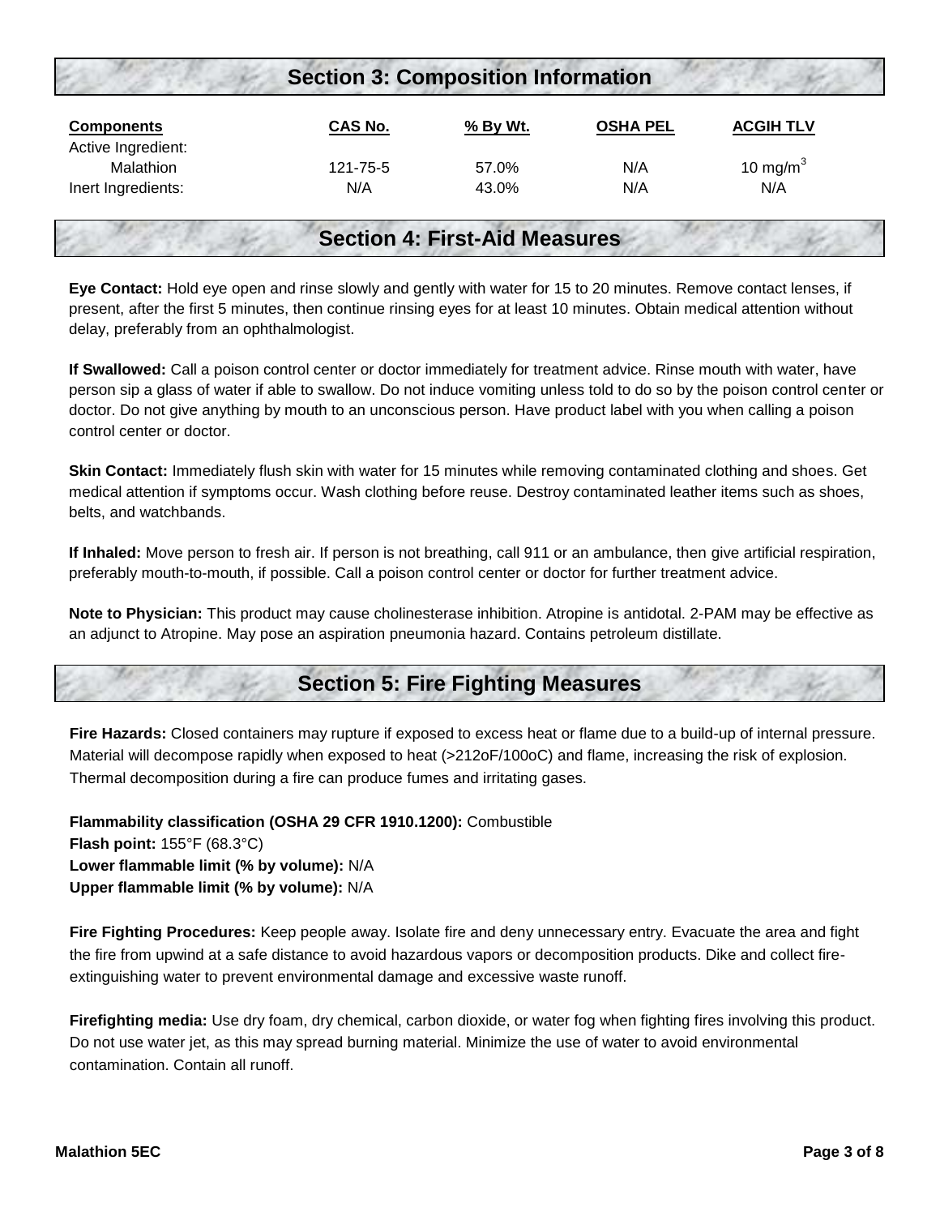## Section 3: Composition Information

| Components | CAS No. | % By Wt. | OSHA PEL | ACGIH TLV |
|---|---|---|---|---|
| Active Ingredient: | | | | |
| Malathion | 121-75-5 | 57.0% | N/A | 10 mg/m$^3$ |
| Inert Ingredients: | N/A | 43.0% | N/A | N/A |

## Section 4: First-Aid Measures

**Eye Contact:** Hold eye open and rinse slowly and gently with water for 15 to 20 minutes. Remove contact lenses, if present, after the first 5 minutes, then continue rinsing eyes for at least 10 minutes. Obtain medical attention without delay, preferably from an ophthalmologist.

**If Swallowed:** Call a poison control center or doctor immediately for treatment advice. Rinse mouth with water, have person sip a glass of water if able to swallow. Do not induce vomiting unless told to do so by the poison control center or doctor. Do not give anything by mouth to an unconscious person. Have product label with you when calling a poison control center or doctor.

**Skin Contact:** Immediately flush skin with water for 15 minutes while removing contaminated clothing and shoes. Get medical attention if symptoms occur. Wash clothing before reuse. Destroy contaminated leather items such as shoes, belts, and watchbands.

**If Inhaled:** Move person to fresh air. If person is not breathing, call 911 or an ambulance, then give artificial respiration, preferably mouth-to-mouth, if possible. Call a poison control center or doctor for further treatment advice.

**Note to Physician:** This product may cause cholinesterase inhibition. Atropine is antidotal. 2-PAM may be effective as an adjunct to Atropine. May pose an aspiration pneumonia hazard. Contains petroleum distillate.

## Section 5: Fire Fighting Measures

**Fire Hazards:** Closed containers may rupture if exposed to excess heat or flame due to a build-up of internal pressure. Material will decompose rapidly when exposed to heat (>212oF/100oC) and flame, increasing the risk of explosion. Thermal decomposition during a fire can produce fumes and irritating gases.

**Flammability classification (OSHA 29 CFR 1910.1200):** Combustible
**Flash point:** 155°F (68.3°C)
**Lower flammable limit (% by volume):** N/A
**Upper flammable limit (% by volume):** N/A

**Fire Fighting Procedures:** Keep people away. Isolate fire and deny unnecessary entry. Evacuate the area and fight the fire from upwind at a safe distance to avoid hazardous vapors or decomposition products. Dike and collect fire-extinguishing water to prevent environmental damage and excessive waste runoff.

**Firefighting media:** Use dry foam, dry chemical, carbon dioxide, or water fog when fighting fires involving this product. Do not use water jet, as this may spread burning material. Minimize the use of water to avoid environmental contamination. Contain all runoff.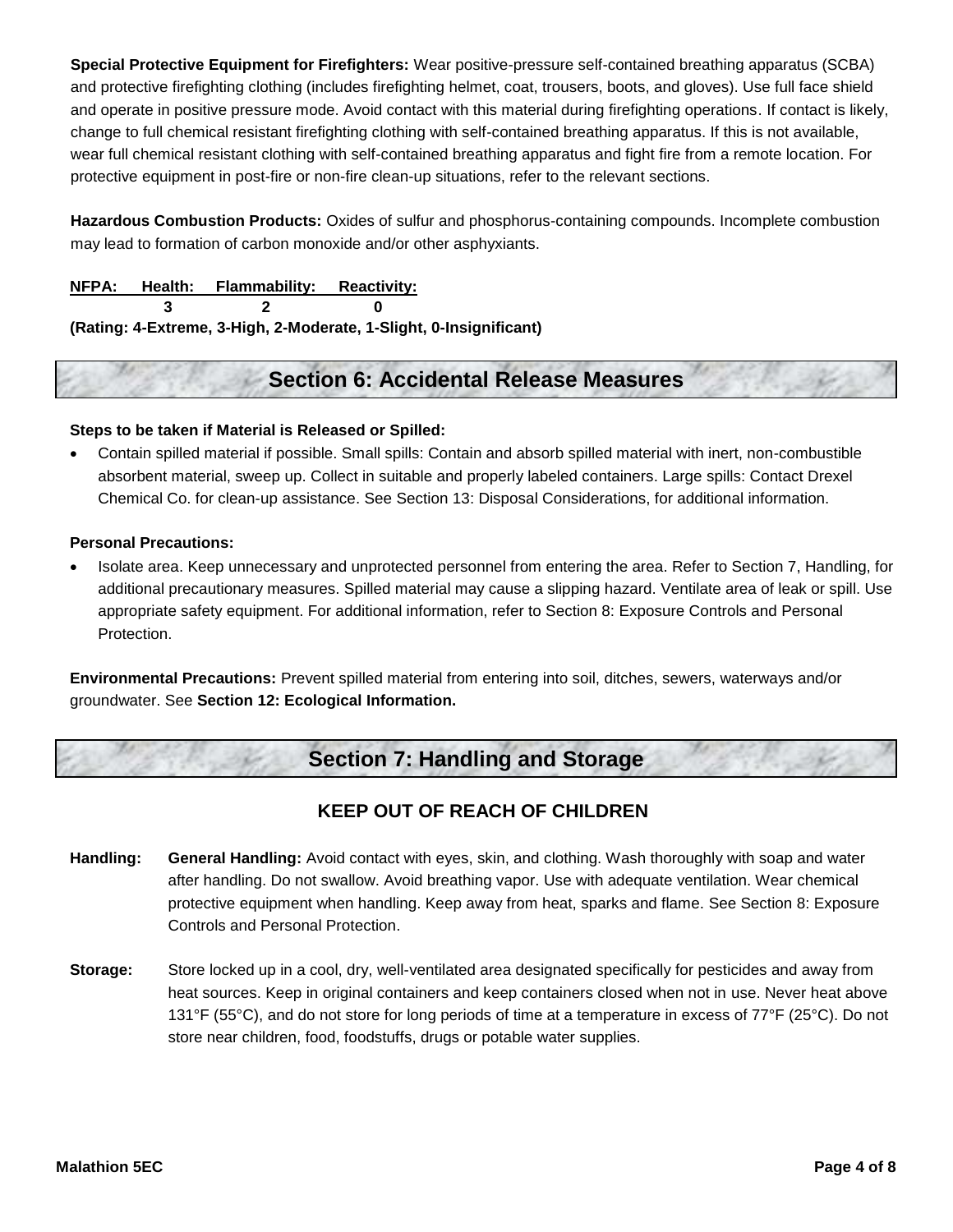**Special Protective Equipment for Firefighters:** Wear positive-pressure self-contained breathing apparatus (SCBA) and protective firefighting clothing (includes firefighting helmet, coat, trousers, boots, and gloves). Use full face shield and operate in positive pressure mode. Avoid contact with this material during firefighting operations. If contact is likely, change to full chemical resistant firefighting clothing with self-contained breathing apparatus. If this is not available, wear full chemical resistant clothing with self-contained breathing apparatus and fight fire from a remote location. For protective equipment in post-fire or non-fire clean-up situations, refer to the relevant sections.

**Hazardous Combustion Products:** Oxides of sulfur and phosphorus-containing compounds. Incomplete combustion may lead to formation of carbon monoxide and/or other asphyxiants.

| NFPA: | Health: | Flammability: | Reactivity: |
|---|---|---|---|
| | 3 | 2 | 0 |

**(Rating: 4-Extreme, 3-High, 2-Moderate, 1-Slight, 0-Insignificant)**

## Section 6: Accidental Release Measures

**Steps to be taken if Material is Released or Spilled:**

- Contain spilled material if possible. Small spills: Contain and absorb spilled material with inert, non-combustible absorbent material, sweep up. Collect in suitable and properly labeled containers. Large spills: Contact Drexel Chemical Co. for clean-up assistance. See Section 13: Disposal Considerations, for additional information.

**Personal Precautions:**

- Isolate area. Keep unnecessary and unprotected personnel from entering the area. Refer to Section 7, Handling, for additional precautionary measures. Spilled material may cause a slipping hazard. Ventilate area of leak or spill. Use appropriate safety equipment. For additional information, refer to Section 8: Exposure Controls and Personal Protection.

**Environmental Precautions:** Prevent spilled material from entering into soil, ditches, sewers, waterways and/or groundwater. See **Section 12: Ecological Information.**

## Section 7: Handling and Storage

**KEEP OUT OF REACH OF CHILDREN**

**Handling:** **General Handling:** Avoid contact with eyes, skin, and clothing. Wash thoroughly with soap and water after handling. Do not swallow. Avoid breathing vapor. Use with adequate ventilation. Wear chemical protective equipment when handling. Keep away from heat, sparks and flame. See Section 8: Exposure Controls and Personal Protection.

**Storage:** Store locked up in a cool, dry, well-ventilated area designated specifically for pesticides and away from heat sources. Keep in original containers and keep containers closed when not in use. Never heat above 131°F (55°C), and do not store for long periods of time at a temperature in excess of 77°F (25°C). Do not store near children, food, foodstuffs, drugs or potable water supplies.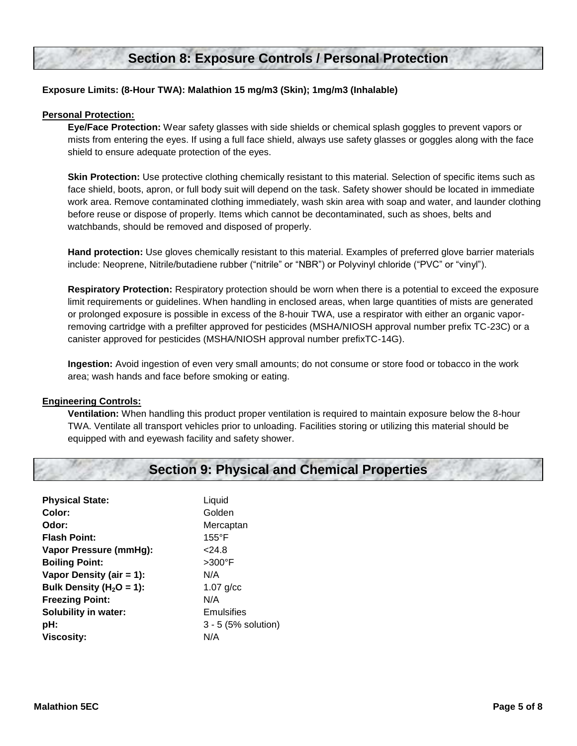## Section 8: Exposure Controls / Personal Protection

**Exposure Limits: (8-Hour TWA): Malathion 15 mg/m3 (Skin); 1mg/m3 (Inhalable)**

**Personal Protection:**

**Eye/Face Protection:** Wear safety glasses with side shields or chemical splash goggles to prevent vapors or mists from entering the eyes. If using a full face shield, always use safety glasses or goggles along with the face shield to ensure adequate protection of the eyes.

**Skin Protection:** Use protective clothing chemically resistant to this material. Selection of specific items such as face shield, boots, apron, or full body suit will depend on the task. Safety shower should be located in immediate work area. Remove contaminated clothing immediately, wash skin area with soap and water, and launder clothing before reuse or dispose of properly. Items which cannot be decontaminated, such as shoes, belts and watchbands, should be removed and disposed of properly.

**Hand protection:** Use gloves chemically resistant to this material. Examples of preferred glove barrier materials include: Neoprene, Nitrile/butadiene rubber ("nitrile" or "NBR") or Polyvinyl chloride ("PVC" or "vinyl").

**Respiratory Protection:** Respiratory protection should be worn when there is a potential to exceed the exposure limit requirements or guidelines. When handling in enclosed areas, when large quantities of mists are generated or prolonged exposure is possible in excess of the 8-houir TWA, use a respirator with either an organic vapor-removing cartridge with a prefilter approved for pesticides (MSHA/NIOSH approval number prefix TC-23C) or a canister approved for pesticides (MSHA/NIOSH approval number prefixTC-14G).

**Ingestion:** Avoid ingestion of even very small amounts; do not consume or store food or tobacco in the work area; wash hands and face before smoking or eating.

**Engineering Controls:**

**Ventilation:** When handling this product proper ventilation is required to maintain exposure below the 8-hour TWA. Ventilate all transport vehicles prior to unloading. Facilities storing or utilizing this material should be equipped with and eyewash facility and safety shower.

## Section 9: Physical and Chemical Properties

| | |
|---|---|
| **Physical State:** | Liquid |
| **Color:** | Golden |
| **Odor:** | Mercaptan |
| **Flash Point:** | 155°F |
| **Vapor Pressure (mmHg):** | <24.8 |
| **Boiling Point:** | >300°F |
| **Vapor Density (air = 1):** | N/A |
| **Bulk Density ($H_2O$ = 1):** | 1.07 g/cc |
| **Freezing Point:** | N/A |
| **Solubility in water:** | Emulsifies |
| **pH:** | 3 - 5 (5% solution) |
| **Viscosity:** | N/A |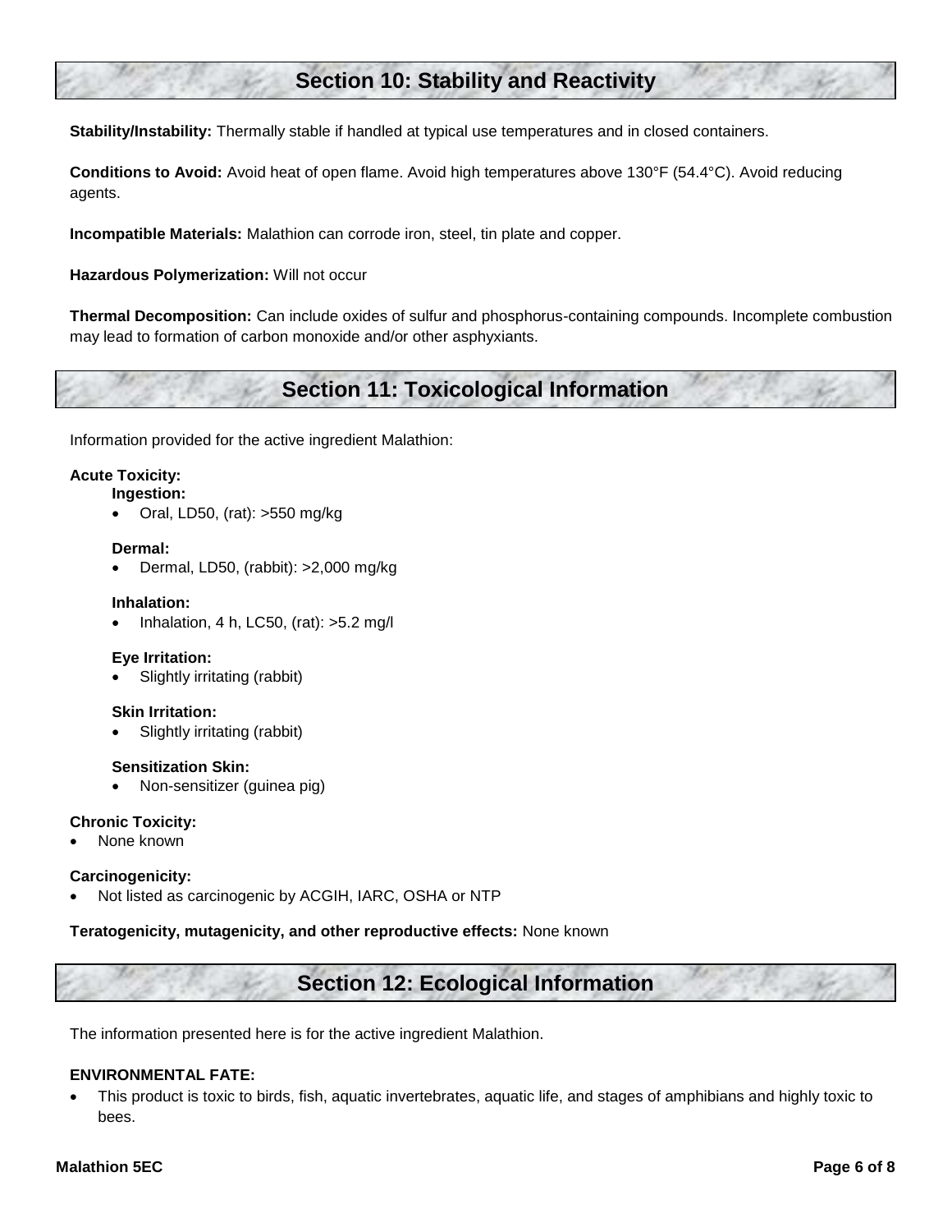## Section 10: Stability and Reactivity

**Stability/Instability:** Thermally stable if handled at typical use temperatures and in closed containers.

**Conditions to Avoid:** Avoid heat of open flame. Avoid high temperatures above 130°F (54.4°C). Avoid reducing agents.

**Incompatible Materials:** Malathion can corrode iron, steel, tin plate and copper.

**Hazardous Polymerization:** Will not occur

**Thermal Decomposition:** Can include oxides of sulfur and phosphorus-containing compounds. Incomplete combustion may lead to formation of carbon monoxide and/or other asphyxiants.

## Section 11: Toxicological Information

Information provided for the active ingredient Malathion:

**Acute Toxicity:**

**Ingestion:**
- Oral, LD50, (rat): >550 mg/kg

**Dermal:**
- Dermal, LD50, (rabbit): >2,000 mg/kg

**Inhalation:**
- Inhalation, 4 h, LC50, (rat): >5.2 mg/l

**Eye Irritation:**
- Slightly irritating (rabbit)

**Skin Irritation:**
- Slightly irritating (rabbit)

**Sensitization Skin:**
- Non-sensitizer (guinea pig)

**Chronic Toxicity:**
- None known

**Carcinogenicity:**
- Not listed as carcinogenic by ACGIH, IARC, OSHA or NTP

**Teratogenicity, mutagenicity, and other reproductive effects:** None known

## Section 12: Ecological Information

The information presented here is for the active ingredient Malathion.

**ENVIRONMENTAL FATE:**
- This product is toxic to birds, fish, aquatic invertebrates, aquatic life, and stages of amphibians and highly toxic to bees.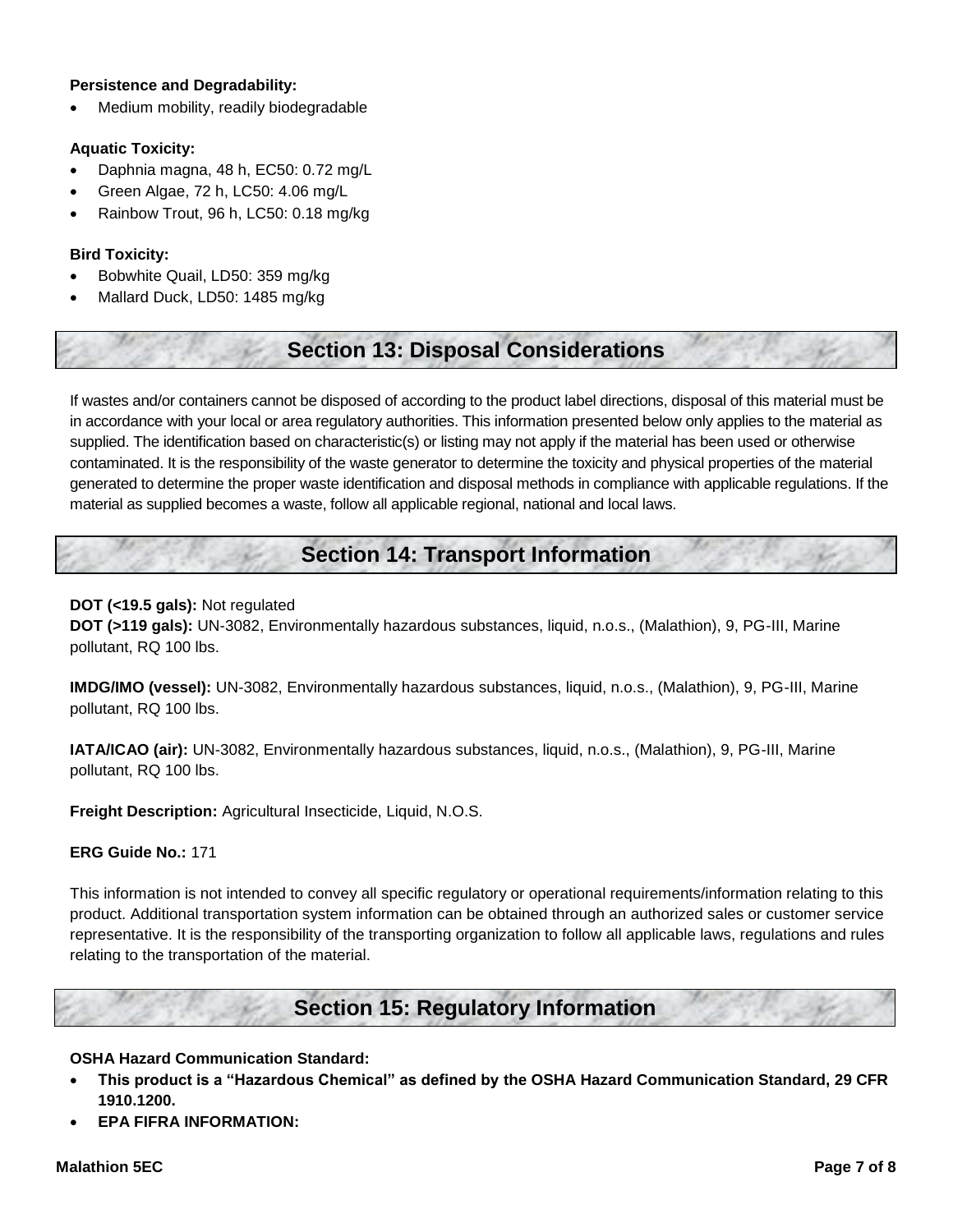**Persistence and Degradability:**

- Medium mobility, readily biodegradable

**Aquatic Toxicity:**

- Daphnia magna, 48 h, EC50: 0.72 mg/L
- Green Algae, 72 h, LC50: 4.06 mg/L
- Rainbow Trout, 96 h, LC50: 0.18 mg/kg

**Bird Toxicity:**

- Bobwhite Quail, LD50: 359 mg/kg
- Mallard Duck, LD50: 1485 mg/kg

## Section 13: Disposal Considerations

If wastes and/or containers cannot be disposed of according to the product label directions, disposal of this material must be in accordance with your local or area regulatory authorities. This information presented below only applies to the material as supplied. The identification based on characteristic(s) or listing may not apply if the material has been used or otherwise contaminated. It is the responsibility of the waste generator to determine the toxicity and physical properties of the material generated to determine the proper waste identification and disposal methods in compliance with applicable regulations. If the material as supplied becomes a waste, follow all applicable regional, national and local laws.

## Section 14: Transport Information

**DOT (<19.5 gals):** Not regulated
**DOT (>119 gals):** UN-3082, Environmentally hazardous substances, liquid, n.o.s., (Malathion), 9, PG-III, Marine pollutant, RQ 100 lbs.

**IMDG/IMO (vessel):** UN-3082, Environmentally hazardous substances, liquid, n.o.s., (Malathion), 9, PG-III, Marine pollutant, RQ 100 lbs.

**IATA/ICAO (air):** UN-3082, Environmentally hazardous substances, liquid, n.o.s., (Malathion), 9, PG-III, Marine pollutant, RQ 100 lbs.

**Freight Description:** Agricultural Insecticide, Liquid, N.O.S.

**ERG Guide No.:** 171

This information is not intended to convey all specific regulatory or operational requirements/information relating to this product. Additional transportation system information can be obtained through an authorized sales or customer service representative. It is the responsibility of the transporting organization to follow all applicable laws, regulations and rules relating to the transportation of the material.

## Section 15: Regulatory Information

**OSHA Hazard Communication Standard:**

- **This product is a "Hazardous Chemical" as defined by the OSHA Hazard Communication Standard, 29 CFR 1910.1200.**
- **EPA FIFRA INFORMATION:**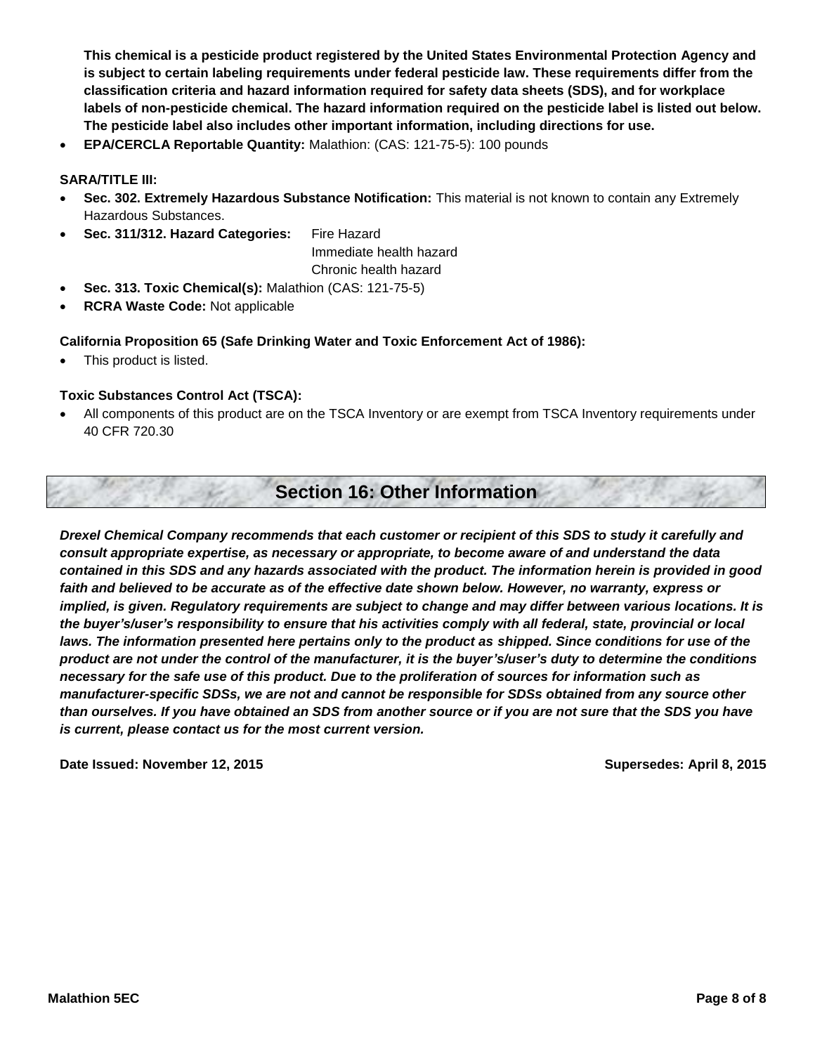**This chemical is a pesticide product registered by the United States Environmental Protection Agency and is subject to certain labeling requirements under federal pesticide law. These requirements differ from the classification criteria and hazard information required for safety data sheets (SDS), and for workplace labels of non-pesticide chemical. The hazard information required on the pesticide label is listed out below. The pesticide label also includes other important information, including directions for use.**

- **EPA/CERCLA Reportable Quantity:** Malathion: (CAS: 121-75-5): 100 pounds

**SARA/TITLE III:**

- **Sec. 302. Extremely Hazardous Substance Notification:** This material is not known to contain any Extremely Hazardous Substances.
- **Sec. 311/312. Hazard Categories:** Fire Hazard
  Immediate health hazard
  Chronic health hazard
- **Sec. 313. Toxic Chemical(s):** Malathion (CAS: 121-75-5)
- **RCRA Waste Code:** Not applicable

**California Proposition 65 (Safe Drinking Water and Toxic Enforcement Act of 1986):**

- This product is listed.

**Toxic Substances Control Act (TSCA):**

- All components of this product are on the TSCA Inventory or are exempt from TSCA Inventory requirements under 40 CFR 720.30

## Section 16: Other Information

***Drexel Chemical Company recommends that each customer or recipient of this SDS to study it carefully and consult appropriate expertise, as necessary or appropriate, to become aware of and understand the data contained in this SDS and any hazards associated with the product. The information herein is provided in good faith and believed to be accurate as of the effective date shown below. However, no warranty, express or implied, is given. Regulatory requirements are subject to change and may differ between various locations. It is the buyer's/user's responsibility to ensure that his activities comply with all federal, state, provincial or local laws. The information presented here pertains only to the product as shipped. Since conditions for use of the product are not under the control of the manufacturer, it is the buyer's/user's duty to determine the conditions necessary for the safe use of this product. Due to the proliferation of sources for information such as manufacturer-specific SDSs, we are not and cannot be responsible for SDSs obtained from any source other than ourselves. If you have obtained an SDS from another source or if you are not sure that the SDS you have is current, please contact us for the most current version.***

**Date Issued: November 12, 2015** **Supersedes: April 8, 2015**